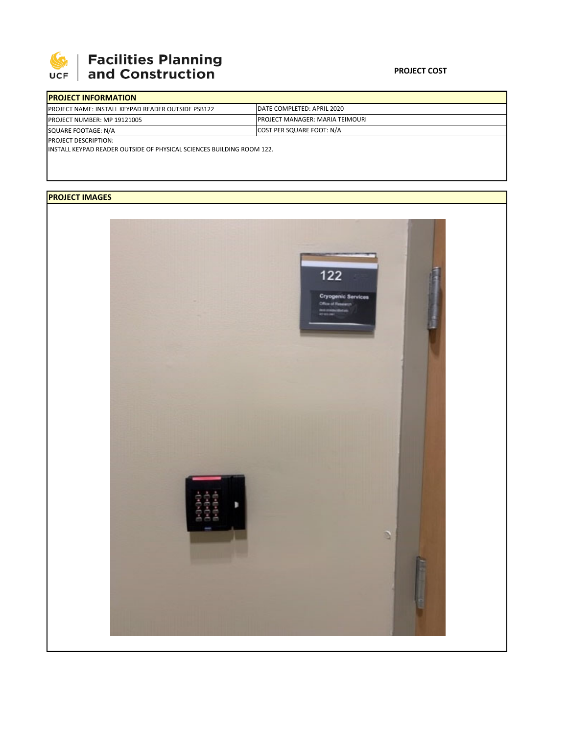UCF | Facilities Planning and Construction

**PROJECT COST**

| PROJECT INFORMATION | |
|---|---|
| PROJECT NAME: INSTALL KEYPAD READER OUTSIDE PSB122 | DATE COMPLETED: APRIL 2020 |
| PROJECT NUMBER: MP 19121005 | PROJECT MANAGER: MARIA TEIMOURI |
| SQUARE FOOTAGE: N/A | COST PER SQUARE FOOT: N/A |

PROJECT DESCRIPTION:
INSTALL KEYPAD READER OUTSIDE OF PHYSICAL SCIENCES BUILDING ROOM 122.

## PROJECT IMAGES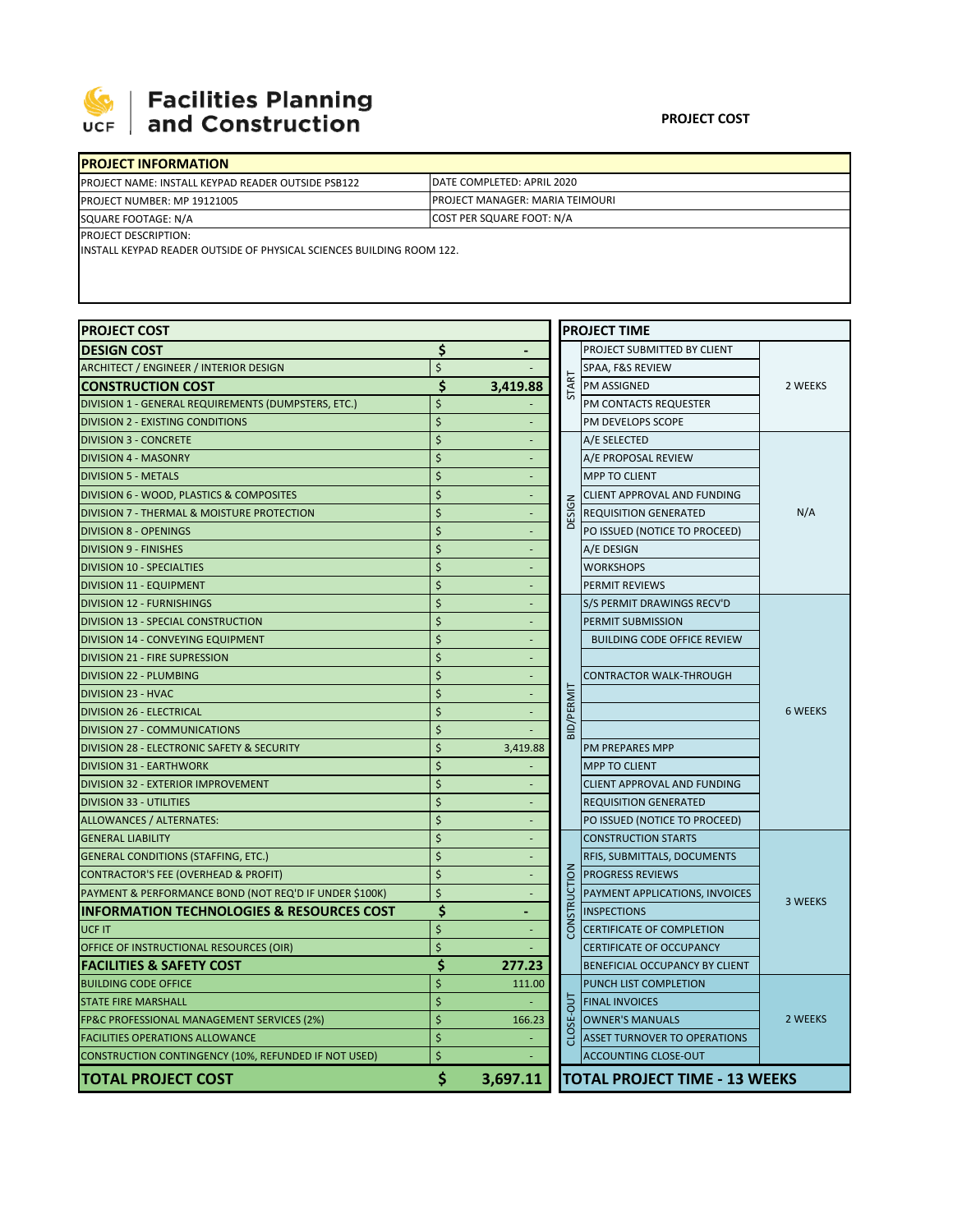# Facilities Planning and Construction

**PROJECT COST**

| PROJECT INFORMATION | |
|---|---|
| PROJECT NAME: INSTALL KEYPAD READER OUTSIDE PSB122 | DATE COMPLETED: APRIL 2020 |
| PROJECT NUMBER: MP 19121005 | PROJECT MANAGER: MARIA TEIMOURI |
| SQUARE FOOTAGE: N/A | COST PER SQUARE FOOT: N/A |

PROJECT DESCRIPTION:
INSTALL KEYPAD READER OUTSIDE OF PHYSICAL SCIENCES BUILDING ROOM 122.

| PROJECT COST | |
|---|---|
| **DESIGN COST** | **$ -** |
| ARCHITECT / ENGINEER / INTERIOR DESIGN | $ - |
| **CONSTRUCTION COST** | **$ 3,419.88** |
| DIVISION 1 - GENERAL REQUIREMENTS (DUMPSTERS, ETC.) | $ - |
| DIVISION 2 - EXISTING CONDITIONS | $ - |
| DIVISION 3 - CONCRETE | $ - |
| DIVISION 4 - MASONRY | $ - |
| DIVISION 5 - METALS | $ - |
| DIVISION 6 - WOOD, PLASTICS & COMPOSITES | $ - |
| DIVISION 7 - THERMAL & MOISTURE PROTECTION | $ - |
| DIVISION 8 - OPENINGS | $ - |
| DIVISION 9 - FINISHES | $ - |
| DIVISION 10 - SPECIALTIES | $ - |
| DIVISION 11 - EQUIPMENT | $ - |
| DIVISION 12 - FURNISHINGS | $ - |
| DIVISION 13 - SPECIAL CONSTRUCTION | $ - |
| DIVISION 14 - CONVEYING EQUIPMENT | $ - |
| DIVISION 21 - FIRE SUPRESSION | $ - |
| DIVISION 22 - PLUMBING | $ - |
| DIVISION 23 - HVAC | $ - |
| DIVISION 26 - ELECTRICAL | $ - |
| DIVISION 27 - COMMUNICATIONS | $ - |
| DIVISION 28 - ELECTRONIC SAFETY & SECURITY | $ 3,419.88 |
| DIVISION 31 - EARTHWORK | $ - |
| DIVISION 32 - EXTERIOR IMPROVEMENT | $ - |
| DIVISION 33 - UTILITIES | $ - |
| ALLOWANCES / ALTERNATES: | $ - |
| GENERAL LIABILITY | $ - |
| GENERAL CONDITIONS (STAFFING, ETC.) | $ - |
| CONTRACTOR'S FEE (OVERHEAD & PROFIT) | $ - |
| PAYMENT & PERFORMANCE BOND (NOT REQ'D IF UNDER $100K) | $ - |
| **INFORMATION TECHNOLOGIES & RESOURCES COST** | **$ -** |
| UCF IT | $ - |
| OFFICE OF INSTRUCTIONAL RESOURCES (OIR) | $ - |
| **FACILITIES & SAFETY COST** | **$ 277.23** |
| BUILDING CODE OFFICE | $ 111.00 |
| STATE FIRE MARSHALL | $ - |
| FP&C PROFESSIONAL MANAGEMENT SERVICES (2%) | $ 166.23 |
| FACILITIES OPERATIONS ALLOWANCE | $ - |
| CONSTRUCTION CONTINGENCY (10%, REFUNDED IF NOT USED) | $ - |
| **TOTAL PROJECT COST** | **$ 3,697.11** |

| PROJECT TIME | | |
|---|---|---|
| START | PROJECT SUBMITTED BY CLIENT | 2 WEEKS |
| | SPAA, F&S REVIEW | |
| | PM ASSIGNED | |
| | PM CONTACTS REQUESTER | |
| | PM DEVELOPS SCOPE | |
| DESIGN | A/E SELECTED | N/A |
| | A/E PROPOSAL REVIEW | |
| | MPP TO CLIENT | |
| | CLIENT APPROVAL AND FUNDING | |
| | REQUISITION GENERATED | |
| | PO ISSUED (NOTICE TO PROCEED) | |
| | A/E DESIGN | |
| | WORKSHOPS | |
| | PERMIT REVIEWS | |
| BID/PERMIT | S/S PERMIT DRAWINGS RECV'D | 6 WEEKS |
| | PERMIT SUBMISSION | |
| | BUILDING CODE OFFICE REVIEW | |
| | | |
| | CONTRACTOR WALK-THROUGH | |
| | | |
| | | |
| | | |
| | PM PREPARES MPP | |
| | MPP TO CLIENT | |
| | CLIENT APPROVAL AND FUNDING | |
| | REQUISITION GENERATED | |
| | PO ISSUED (NOTICE TO PROCEED) | |
| CONSTRUCTION | CONSTRUCTION STARTS | 3 WEEKS |
| | RFIS, SUBMITTALS, DOCUMENTS | |
| | PROGRESS REVIEWS | |
| | PAYMENT APPLICATIONS, INVOICES | |
| | INSPECTIONS | |
| | CERTIFICATE OF COMPLETION | |
| | CERTIFICATE OF OCCUPANCY | |
| | BENEFICIAL OCCUPANCY BY CLIENT | |
| CLOSE-OUT | PUNCH LIST COMPLETION | 2 WEEKS |
| | FINAL INVOICES | |
| | OWNER'S MANUALS | |
| | ASSET TURNOVER TO OPERATIONS | |
| | ACCOUNTING CLOSE-OUT | |
| **TOTAL PROJECT TIME - 13 WEEKS** | | |